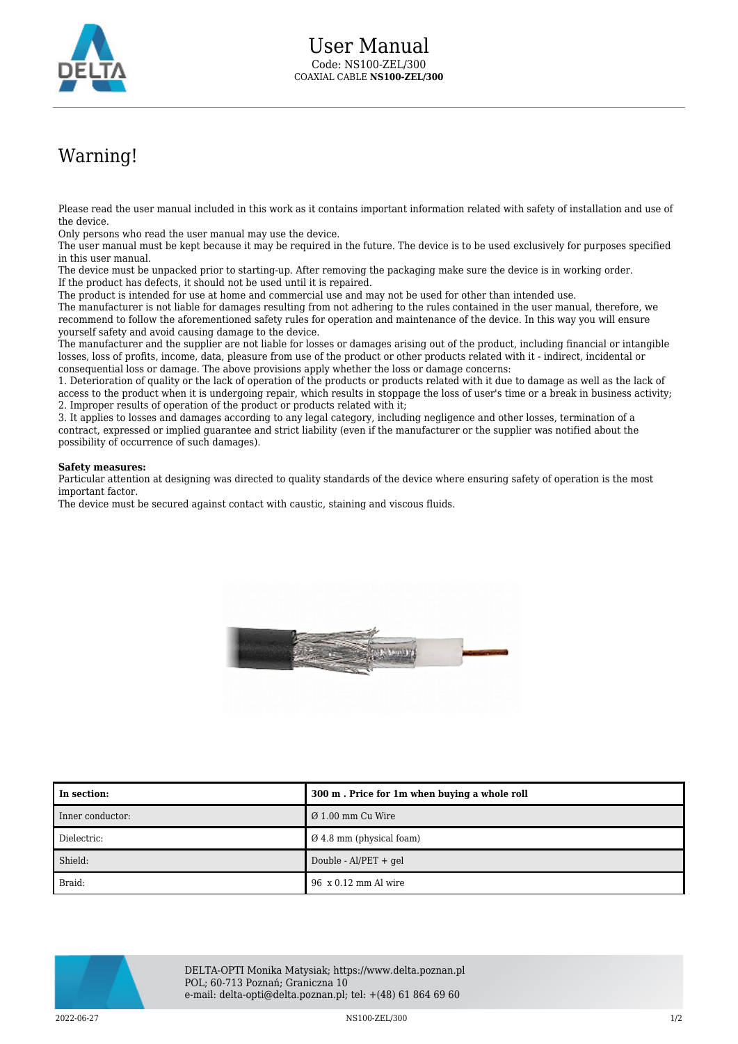# User Manual

Code: NS100-ZEL/300

COAXIAL CABLE **NS100-ZEL/300**

## Warning!

Please read the user manual included in this work as it contains important information related with safety of installation and use of the device.
Only persons who read the user manual may use the device.
The user manual must be kept because it may be required in the future. The device is to be used exclusively for purposes specified in this user manual.
The device must be unpacked prior to starting-up. After removing the packaging make sure the device is in working order.
If the product has defects, it should not be used until it is repaired.
The product is intended for use at home and commercial use and may not be used for other than intended use.
The manufacturer is not liable for damages resulting from not adhering to the rules contained in the user manual, therefore, we recommend to follow the aforementioned safety rules for operation and maintenance of the device. In this way you will ensure yourself safety and avoid causing damage to the device.
The manufacturer and the supplier are not liable for losses or damages arising out of the product, including financial or intangible losses, loss of profits, income, data, pleasure from use of the product or other products related with it - indirect, incidental or consequential loss or damage. The above provisions apply whether the loss or damage concerns:
1. Deterioration of quality or the lack of operation of the products or products related with it due to damage as well as the lack of access to the product when it is undergoing repair, which results in stoppage the loss of user's time or a break in business activity;
2. Improper results of operation of the product or products related with it;
3. It applies to losses and damages according to any legal category, including negligence and other losses, termination of a contract, expressed or implied guarantee and strict liability (even if the manufacturer or the supplier was notified about the possibility of occurrence of such damages).

**Safety measures:**
Particular attention at designing was directed to quality standards of the device where ensuring safety of operation is the most important factor.
The device must be secured against contact with caustic, staining and viscous fluids.

| **In section:** | **300 m . Price for 1m when buying a whole roll** |
|---|---|
| Inner conductor: | Ø 1.00 mm Cu Wire |
| Dielectric: | Ø 4.8 mm (physical foam) |
| Shield: | Double - Al/PET + gel |
| Braid: | 96 x 0.12 mm Al wire |

DELTA-OPTI Monika Matysiak; https://www.delta.poznan.pl
POL; 60-713 Poznań; Graniczna 10
e-mail: delta-opti@delta.poznan.pl; tel: +(48) 61 864 69 60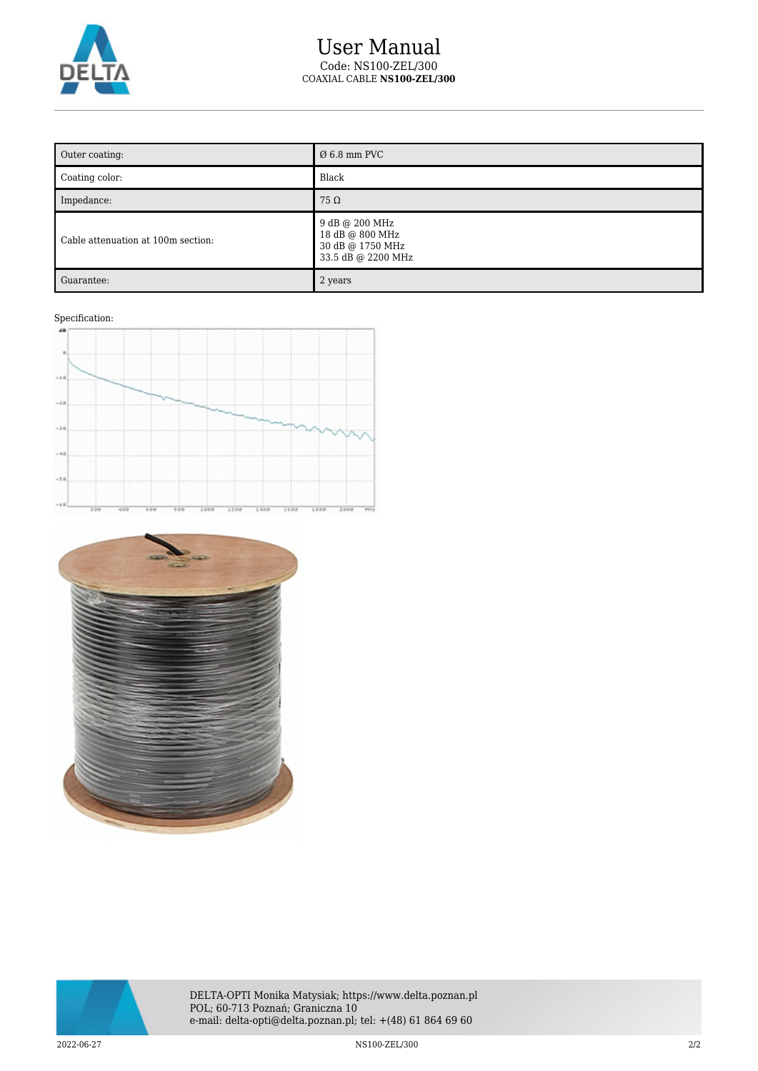# User Manual

Code: NS100-ZEL/300

COAXIAL CABLE **NS100-ZEL/300**

| | |
|---|---|
| Outer coating: | Ø 6.8 mm PVC |
| Coating color: | Black |
| Impedance: | 75 Ω |
| Cable attenuation at 100m section: | 9 dB @ 200 MHz<br>18 dB @ 800 MHz<br>30 dB @ 1750 MHz<br>33.5 dB @ 2200 MHz |
| Guarantee: | 2 years |

Specification:

dB
0
-10
-20
-30
-40
-50
-60
200 400 600 800 1000 1200 1400 1600 1800 2000 MHz

DELTA-OPTI Monika Matysiak; https://www.delta.poznan.pl
POL; 60-713 Poznań; Graniczna 10
e-mail: delta-opti@delta.poznan.pl; tel: +(48) 61 864 69 60

2022-06-27 NS100-ZEL/300